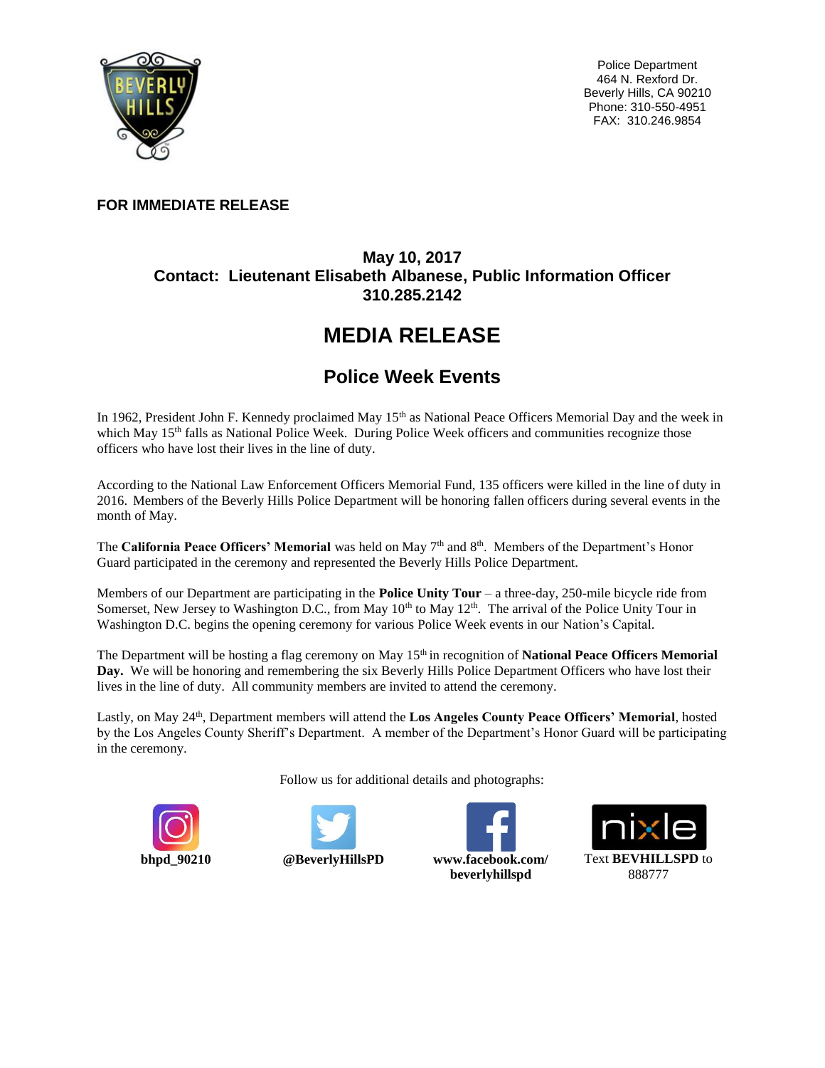Police Department
464 N. Rexford Dr.
Beverly Hills, CA 90210
Phone: 310-550-4951
FAX: 310.246.9854

**FOR IMMEDIATE RELEASE**

**May 10, 2017**
**Contact: Lieutenant Elisabeth Albanese, Public Information Officer**
**310.285.2142**

# MEDIA RELEASE

## Police Week Events

In 1962, President John F. Kennedy proclaimed May 15th as National Peace Officers Memorial Day and the week in which May 15th falls as National Police Week. During Police Week officers and communities recognize those officers who have lost their lives in the line of duty.

According to the National Law Enforcement Officers Memorial Fund, 135 officers were killed in the line of duty in 2016. Members of the Beverly Hills Police Department will be honoring fallen officers during several events in the month of May.

The **California Peace Officers' Memorial** was held on May 7th and 8th. Members of the Department's Honor Guard participated in the ceremony and represented the Beverly Hills Police Department.

Members of our Department are participating in the **Police Unity Tour** – a three-day, 250-mile bicycle ride from Somerset, New Jersey to Washington D.C., from May 10th to May 12th. The arrival of the Police Unity Tour in Washington D.C. begins the opening ceremony for various Police Week events in our Nation's Capital.

The Department will be hosting a flag ceremony on May 15th in recognition of **National Peace Officers Memorial Day.** We will be honoring and remembering the six Beverly Hills Police Department Officers who have lost their lives in the line of duty. All community members are invited to attend the ceremony.

Lastly, on May 24th, Department members will attend the **Los Angeles County Peace Officers' Memorial**, hosted by the Los Angeles County Sheriff's Department. A member of the Department's Honor Guard will be participating in the ceremony.

Follow us for additional details and photographs:

**bhpd_90210**

**@BeverlyHillsPD**

**www.facebook.com/beverlyhillspd**

Text **BEVHILLSPD** to 888777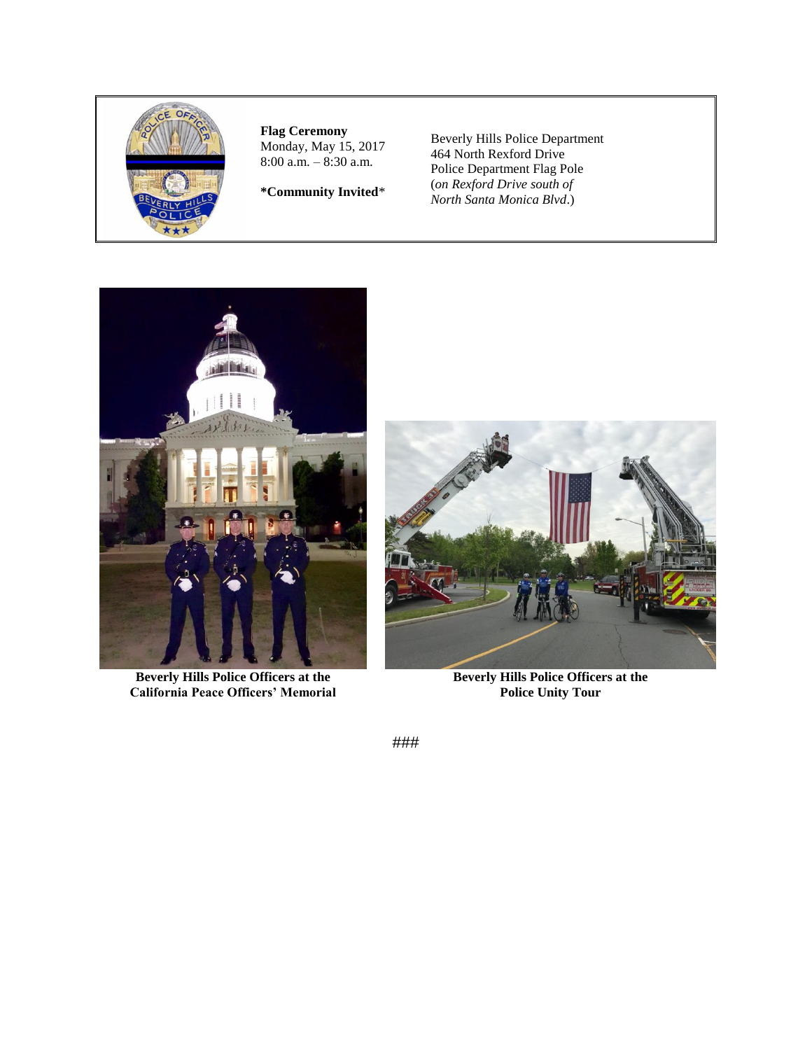**Flag Ceremony**
Monday, May 15, 2017
8:00 a.m. – 8:30 a.m.

***Community Invited***

Beverly Hills Police Department
464 North Rexford Drive
Police Department Flag Pole
(*on Rexford Drive south of North Santa Monica Blvd*.)

**Beverly Hills Police Officers at the California Peace Officers' Memorial**

**Beverly Hills Police Officers at the Police Unity Tour**

###